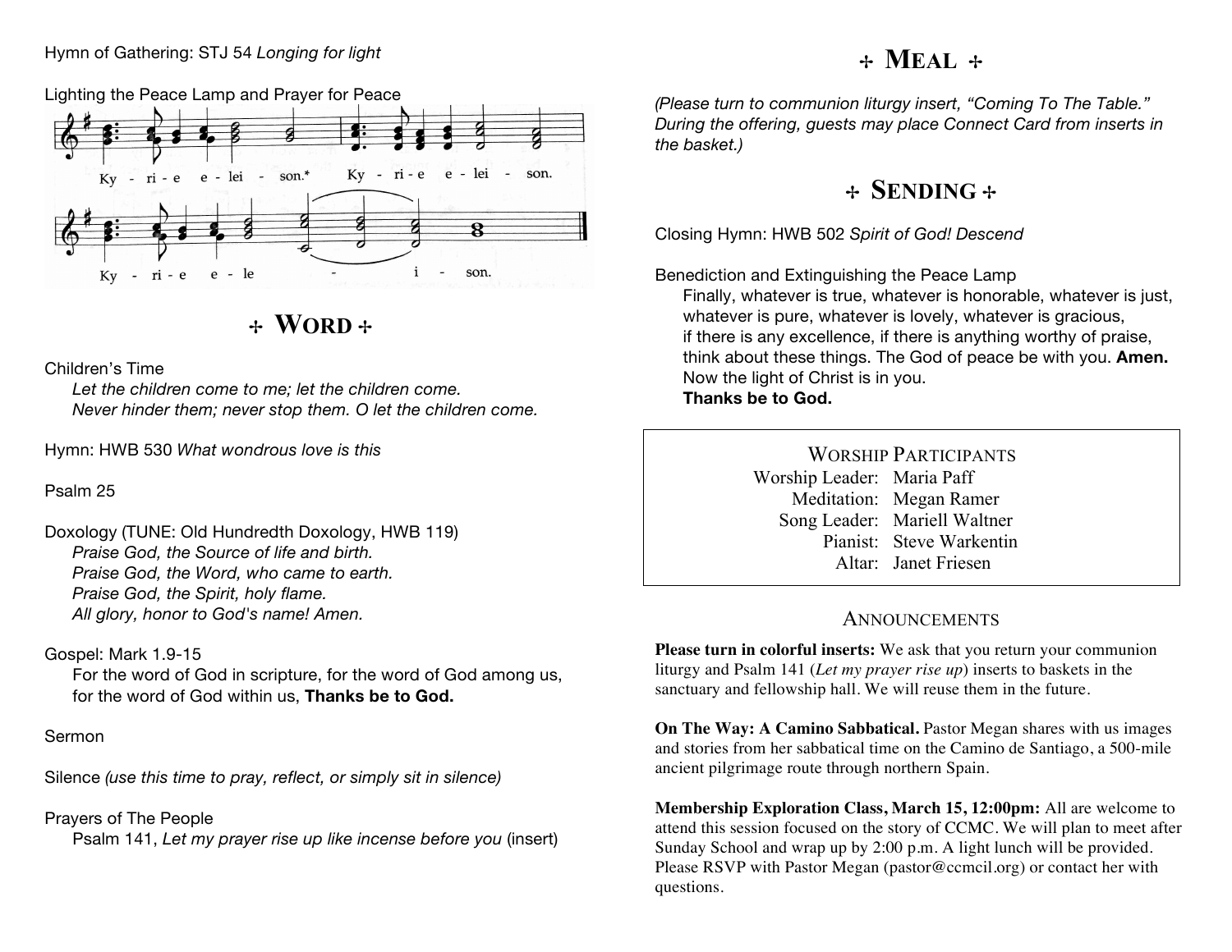Hymn of Gathering: STJ 54 *Longing for light*

Lighting the Peace Lamp and Prayer for Peace

Ky - ri - e e - lei - son.* Ky - ri - e e - lei - son.

Ky - ri - e e - le - i - son.

## ✢ WORD ✢

Children's Time

*Let the children come to me; let the children come.*
*Never hinder them; never stop them. O let the children come.*

Hymn: HWB 530 *What wondrous love is this*

Psalm 25

Doxology (TUNE: Old Hundredth Doxology, HWB 119)

*Praise God, the Source of life and birth.*
*Praise God, the Word, who came to earth.*
*Praise God, the Spirit, holy flame.*
*All glory, honor to God's name! Amen.*

Gospel: Mark 1.9-15

For the word of God in scripture, for the word of God among us,
for the word of God within us, **Thanks be to God.**

Sermon

Silence *(use this time to pray, reflect, or simply sit in silence)*

Prayers of The People

Psalm 141, *Let my prayer rise up like incense before you* (insert)

## ✢ MEAL ✢

*(Please turn to communion liturgy insert, "Coming To The Table." During the offering, guests may place Connect Card from inserts in the basket.)*

## ✢ SENDING ✢

Closing Hymn: HWB 502 *Spirit of God! Descend*

Benediction and Extinguishing the Peace Lamp

Finally, whatever is true, whatever is honorable, whatever is just,
whatever is pure, whatever is lovely, whatever is gracious,
if there is any excellence, if there is anything worthy of praise,
think about these things. The God of peace be with you. **Amen.**
Now the light of Christ is in you.
**Thanks be to God.**

### WORSHIP PARTICIPANTS

| | |
|---|---|
| Worship Leader: | Maria Paff |
| Meditation: | Megan Ramer |
| Song Leader: | Mariell Waltner |
| Pianist: | Steve Warkentin |
| Altar: | Janet Friesen |

### ANNOUNCEMENTS

**Please turn in colorful inserts:** We ask that you return your communion liturgy and Psalm 141 (*Let my prayer rise up*) inserts to baskets in the sanctuary and fellowship hall. We will reuse them in the future.

**On The Way: A Camino Sabbatical.** Pastor Megan shares with us images and stories from her sabbatical time on the Camino de Santiago, a 500-mile ancient pilgrimage route through northern Spain.

**Membership Exploration Class, March 15, 12:00pm:** All are welcome to attend this session focused on the story of CCMC. We will plan to meet after Sunday School and wrap up by 2:00 p.m. A light lunch will be provided. Please RSVP with Pastor Megan (pastor@ccmcil.org) or contact her with questions.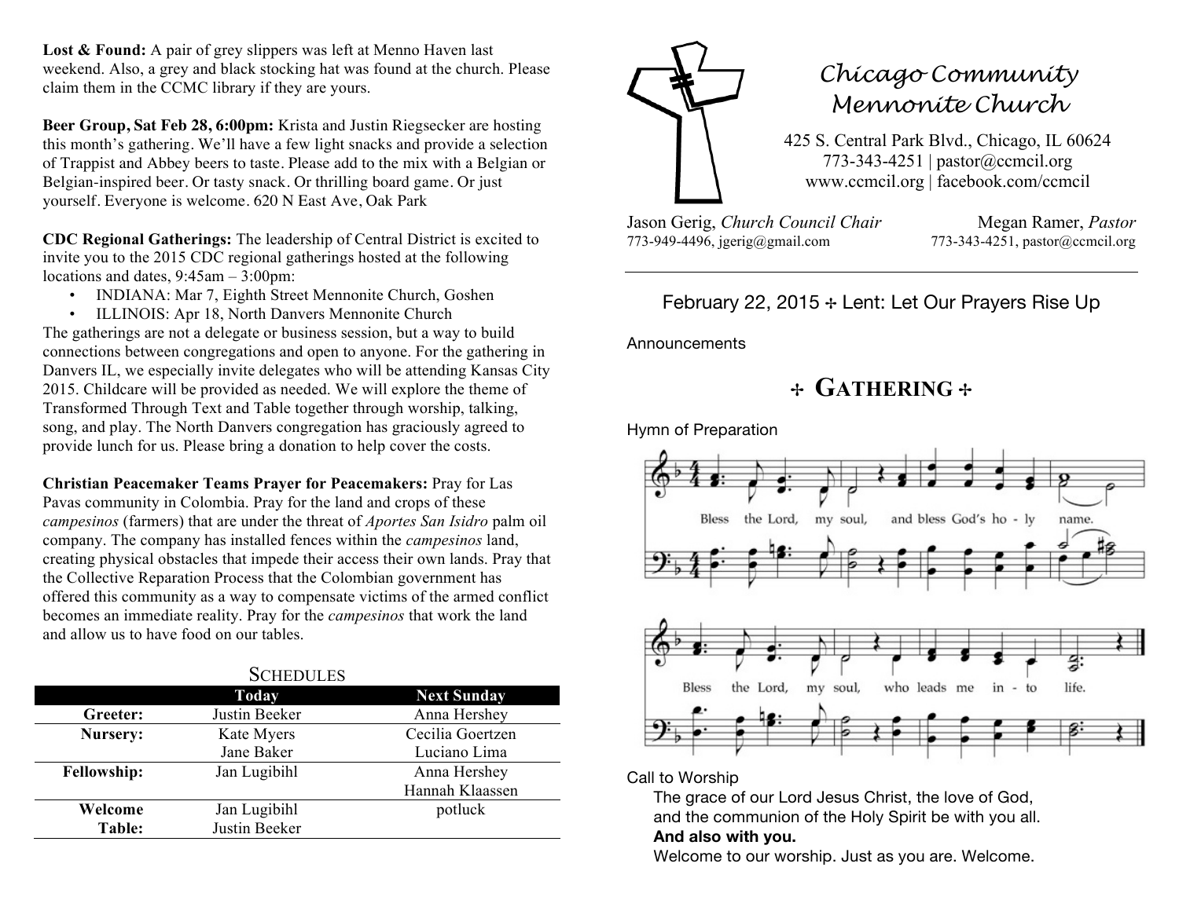**Lost & Found:** A pair of grey slippers was left at Menno Haven last weekend. Also, a grey and black stocking hat was found at the church. Please claim them in the CCMC library if they are yours.

**Beer Group, Sat Feb 28, 6:00pm:** Krista and Justin Riegsecker are hosting this month's gathering. We'll have a few light snacks and provide a selection of Trappist and Abbey beers to taste. Please add to the mix with a Belgian or Belgian-inspired beer. Or tasty snack. Or thrilling board game. Or just yourself. Everyone is welcome. 620 N East Ave, Oak Park

**CDC Regional Gatherings:** The leadership of Central District is excited to invite you to the 2015 CDC regional gatherings hosted at the following locations and dates, 9:45am – 3:00pm:

- INDIANA: Mar 7, Eighth Street Mennonite Church, Goshen
- ILLINOIS: Apr 18, North Danvers Mennonite Church

The gatherings are not a delegate or business session, but a way to build connections between congregations and open to anyone. For the gathering in Danvers IL, we especially invite delegates who will be attending Kansas City 2015. Childcare will be provided as needed. We will explore the theme of Transformed Through Text and Table together through worship, talking, song, and play. The North Danvers congregation has graciously agreed to provide lunch for us. Please bring a donation to help cover the costs.

**Christian Peacemaker Teams Prayer for Peacemakers:** Pray for Las Pavas community in Colombia. Pray for the land and crops of these *campesinos* (farmers) that are under the threat of *Aportes San Isidro* palm oil company. The company has installed fences within the *campesinos* land, creating physical obstacles that impede their access their own lands. Pray that the Collective Reparation Process that the Colombian government has offered this community as a way to compensate victims of the armed conflict becomes an immediate reality. Pray for the *campesinos* that work the land and allow us to have food on our tables.

## SCHEDULES

| | Today | Next Sunday |
|---|---|---|
| **Greeter:** | Justin Beeker | Anna Hershey |
| **Nursery:** | Kate Myers<br>Jane Baker | Cecilia Goertzen<br>Luciano Lima |
| **Fellowship:** | Jan Lugibihl | Anna Hershey<br>Hannah Klaassen |
| **Welcome Table:** | Jan Lugibihl<br>Justin Beeker | potluck |

# *Chicago Community Mennonite Church*

425 S. Central Park Blvd., Chicago, IL 60624
773-343-4251 | pastor@ccmcil.org
www.ccmcil.org | facebook.com/ccmcil

Jason Gerig, *Church Council Chair*
773-949-4496, jgerig@gmail.com

Megan Ramer, *Pastor*
773-343-4251, pastor@ccmcil.org

February 22, 2015 ✢ Lent: Let Our Prayers Rise Up

Announcements

## ✢ GATHERING ✢

Hymn of Preparation

Bless the Lord, my soul, and bless God's ho - ly name.
Bless the Lord, my soul, who leads me in - to life.

Call to Worship

The grace of our Lord Jesus Christ, the love of God, and the communion of the Holy Spirit be with you all.
**And also with you.**
Welcome to our worship. Just as you are. Welcome.